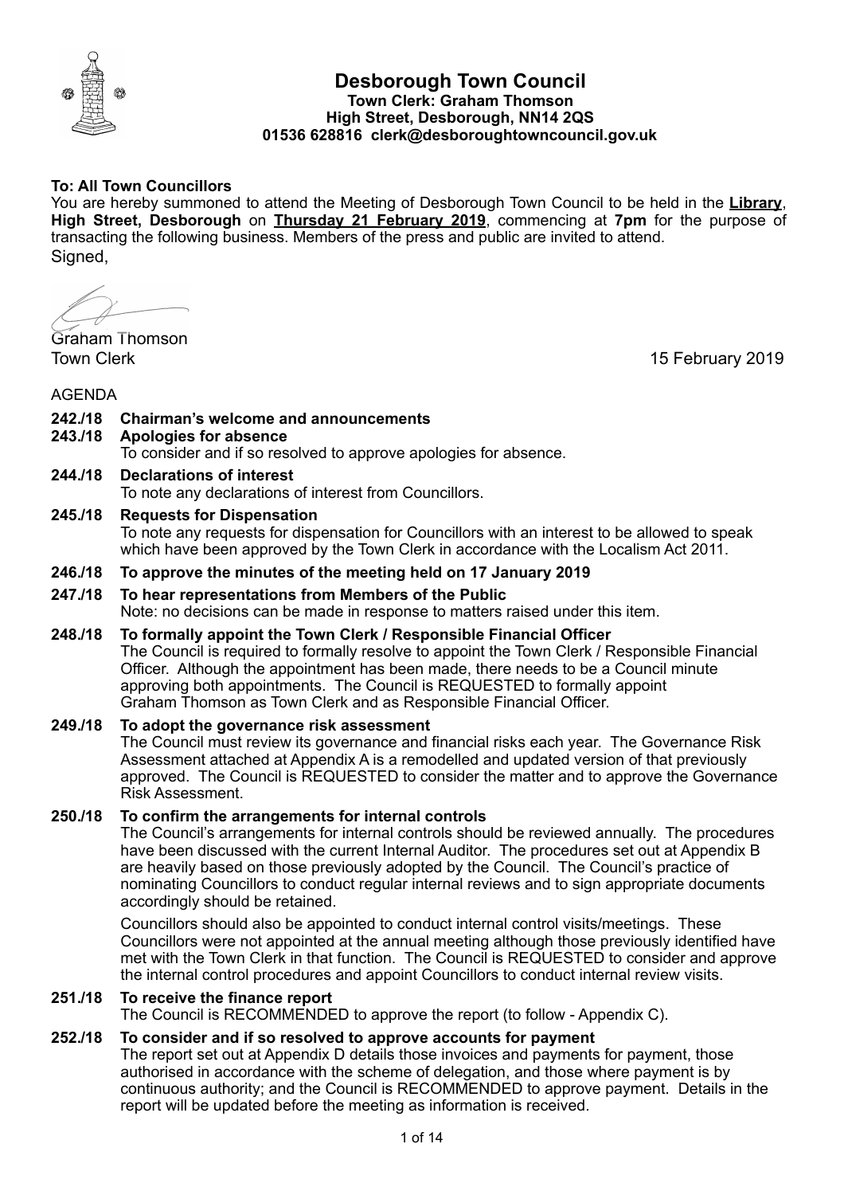# Desborough Town Council

**Town Clerk: Graham Thomson**
**High Street, Desborough, NN14 2QS**
**01536 628816 clerk@desboroughtowncouncil.gov.uk**

**To: All Town Councillors**

You are hereby summoned to attend the Meeting of Desborough Town Council to be held in the **Library**, **High Street, Desborough** on **Thursday 21 February 2019**, commencing at **7pm** for the purpose of transacting the following business. Members of the press and public are invited to attend.

Signed,

Graham Thomson
Town Clerk

15 February 2019

AGENDA

**242./18 Chairman's welcome and announcements**

**243./18 Apologies for absence**
To consider and if so resolved to approve apologies for absence.

**244./18 Declarations of interest**
To note any declarations of interest from Councillors.

**245./18 Requests for Dispensation**
To note any requests for dispensation for Councillors with an interest to be allowed to speak which have been approved by the Town Clerk in accordance with the Localism Act 2011.

**246./18 To approve the minutes of the meeting held on 17 January 2019**

**247./18 To hear representations from Members of the Public**
Note: no decisions can be made in response to matters raised under this item.

**248./18 To formally appoint the Town Clerk / Responsible Financial Officer**
The Council is required to formally resolve to appoint the Town Clerk / Responsible Financial Officer. Although the appointment has been made, there needs to be a Council minute approving both appointments. The Council is REQUESTED to formally appoint Graham Thomson as Town Clerk and as Responsible Financial Officer.

**249./18 To adopt the governance risk assessment**
The Council must review its governance and financial risks each year. The Governance Risk Assessment attached at Appendix A is a remodelled and updated version of that previously approved. The Council is REQUESTED to consider the matter and to approve the Governance Risk Assessment.

**250./18 To confirm the arrangements for internal controls**
The Council's arrangements for internal controls should be reviewed annually. The procedures have been discussed with the current Internal Auditor. The procedures set out at Appendix B are heavily based on those previously adopted by the Council. The Council's practice of nominating Councillors to conduct regular internal reviews and to sign appropriate documents accordingly should be retained.

Councillors should also be appointed to conduct internal control visits/meetings. These Councillors were not appointed at the annual meeting although those previously identified have met with the Town Clerk in that function. The Council is REQUESTED to consider and approve the internal control procedures and appoint Councillors to conduct internal review visits.

**251./18 To receive the finance report**
The Council is RECOMMENDED to approve the report (to follow - Appendix C).

**252./18 To consider and if so resolved to approve accounts for payment**
The report set out at Appendix D details those invoices and payments for payment, those authorised in accordance with the scheme of delegation, and those where payment is by continuous authority; and the Council is RECOMMENDED to approve payment. Details in the report will be updated before the meeting as information is received.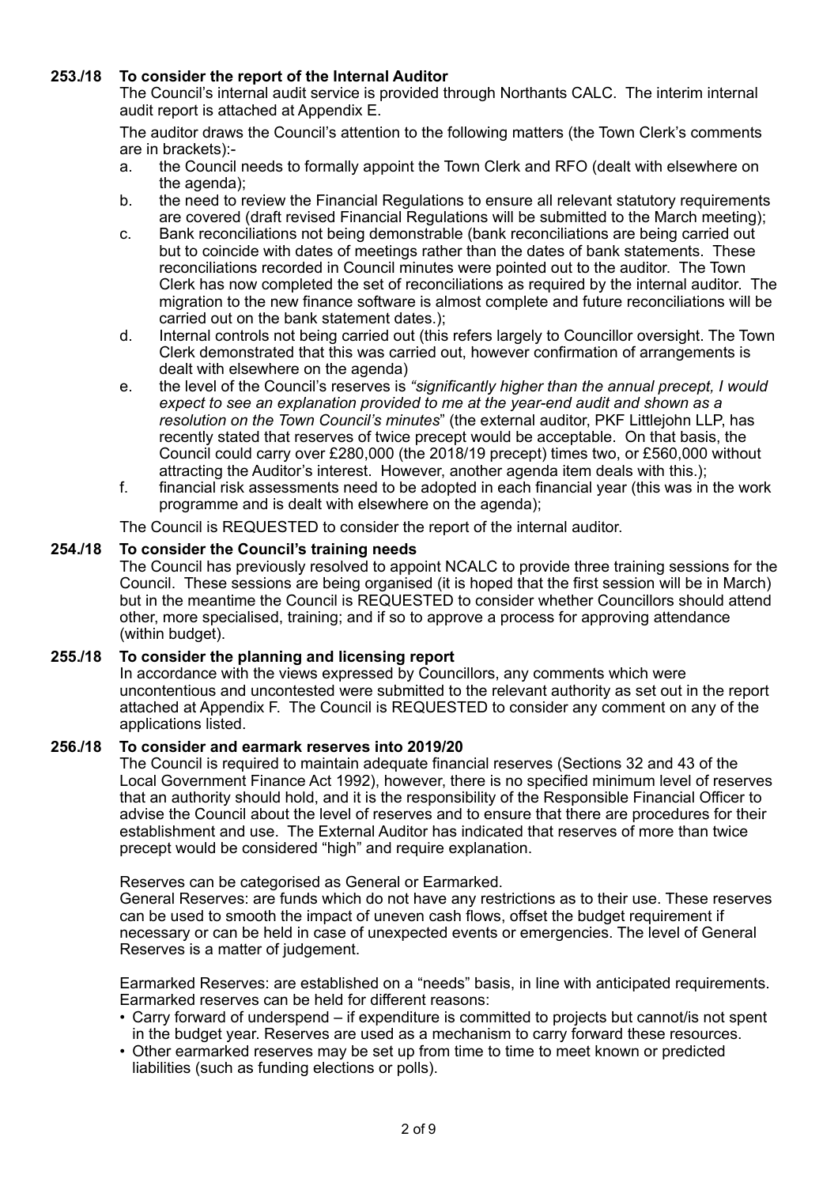### 253./18 To consider the report of the Internal Auditor

The Council's internal audit service is provided through Northants CALC. The interim internal audit report is attached at Appendix E.

The auditor draws the Council's attention to the following matters (the Town Clerk's comments are in brackets):-

a. the Council needs to formally appoint the Town Clerk and RFO (dealt with elsewhere on the agenda);
b. the need to review the Financial Regulations to ensure all relevant statutory requirements are covered (draft revised Financial Regulations will be submitted to the March meeting);
c. Bank reconciliations not being demonstrable (bank reconciliations are being carried out but to coincide with dates of meetings rather than the dates of bank statements. These reconciliations recorded in Council minutes were pointed out to the auditor. The Town Clerk has now completed the set of reconciliations as required by the internal auditor. The migration to the new finance software is almost complete and future reconciliations will be carried out on the bank statement dates.);
d. Internal controls not being carried out (this refers largely to Councillor oversight. The Town Clerk demonstrated that this was carried out, however confirmation of arrangements is dealt with elsewhere on the agenda)
e. the level of the Council's reserves is *"significantly higher than the annual precept, I would expect to see an explanation provided to me at the year-end audit and shown as a resolution on the Town Council's minutes*" (the external auditor, PKF Littlejohn LLP, has recently stated that reserves of twice precept would be acceptable. On that basis, the Council could carry over £280,000 (the 2018/19 precept) times two, or £560,000 without attracting the Auditor's interest. However, another agenda item deals with this.);
f. financial risk assessments need to be adopted in each financial year (this was in the work programme and is dealt with elsewhere on the agenda);

The Council is REQUESTED to consider the report of the internal auditor.

### 254./18 To consider the Council's training needs

The Council has previously resolved to appoint NCALC to provide three training sessions for the Council. These sessions are being organised (it is hoped that the first session will be in March) but in the meantime the Council is REQUESTED to consider whether Councillors should attend other, more specialised, training; and if so to approve a process for approving attendance (within budget).

### 255./18 To consider the planning and licensing report

In accordance with the views expressed by Councillors, any comments which were uncontentious and uncontested were submitted to the relevant authority as set out in the report attached at Appendix F. The Council is REQUESTED to consider any comment on any of the applications listed.

### 256./18 To consider and earmark reserves into 2019/20

The Council is required to maintain adequate financial reserves (Sections 32 and 43 of the Local Government Finance Act 1992), however, there is no specified minimum level of reserves that an authority should hold, and it is the responsibility of the Responsible Financial Officer to advise the Council about the level of reserves and to ensure that there are procedures for their establishment and use. The External Auditor has indicated that reserves of more than twice precept would be considered "high" and require explanation.

Reserves can be categorised as General or Earmarked.
General Reserves: are funds which do not have any restrictions as to their use. These reserves can be used to smooth the impact of uneven cash flows, offset the budget requirement if necessary or can be held in case of unexpected events or emergencies. The level of General Reserves is a matter of judgement.

Earmarked Reserves: are established on a "needs" basis, in line with anticipated requirements. Earmarked reserves can be held for different reasons:

- Carry forward of underspend – if expenditure is committed to projects but cannot/is not spent in the budget year. Reserves are used as a mechanism to carry forward these resources.
- Other earmarked reserves may be set up from time to time to meet known or predicted liabilities (such as funding elections or polls).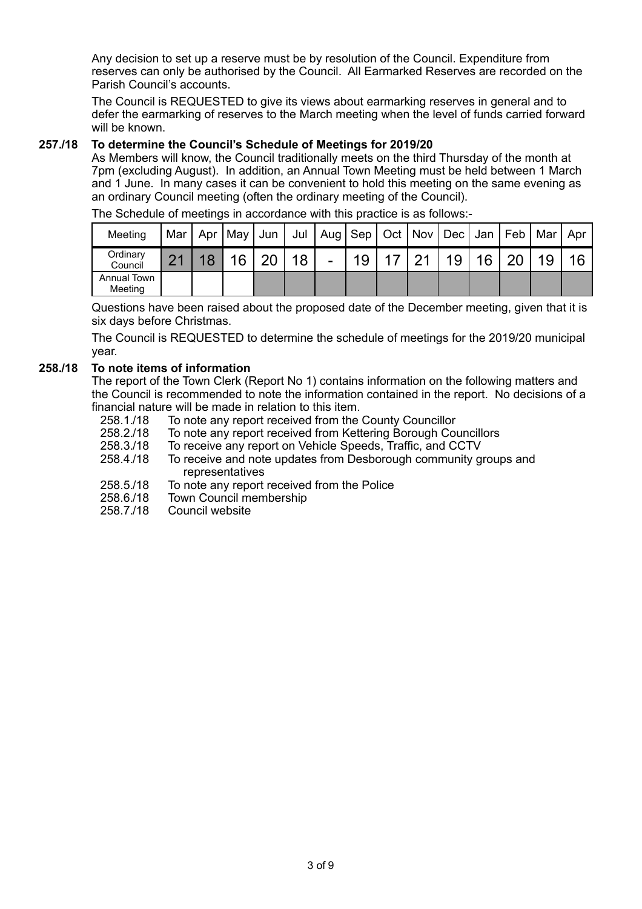Any decision to set up a reserve must be by resolution of the Council. Expenditure from reserves can only be authorised by the Council. All Earmarked Reserves are recorded on the Parish Council's accounts.

The Council is REQUESTED to give its views about earmarking reserves in general and to defer the earmarking of reserves to the March meeting when the level of funds carried forward will be known.

**257./18 To determine the Council's Schedule of Meetings for 2019/20**

As Members will know, the Council traditionally meets on the third Thursday of the month at 7pm (excluding August). In addition, an Annual Town Meeting must be held between 1 March and 1 June. In many cases it can be convenient to hold this meeting on the same evening as an ordinary Council meeting (often the ordinary meeting of the Council).

The Schedule of meetings in accordance with this practice is as follows:-

| Meeting | Mar | Apr | May | Jun | Jul | Aug | Sep | Oct | Nov | Dec | Jan | Feb | Mar | Apr |
|---|---|---|---|---|---|---|---|---|---|---|---|---|---|---|
| Ordinary Council | 21 | 18 | 16 | 20 | 18 | - | 19 | 17 | 21 | 19 | 16 | 20 | 19 | 16 |
| Annual Town Meeting | | | | | | | | | | | | | | |

Questions have been raised about the proposed date of the December meeting, given that it is six days before Christmas.

The Council is REQUESTED to determine the schedule of meetings for the 2019/20 municipal year.

**258./18 To note items of information**

The report of the Town Clerk (Report No 1) contains information on the following matters and the Council is recommended to note the information contained in the report. No decisions of a financial nature will be made in relation to this item.

- 258.1./18 To note any report received from the County Councillor
- 258.2./18 To note any report received from Kettering Borough Councillors
- 258.3./18 To receive any report on Vehicle Speeds, Traffic, and CCTV
- 258.4./18 To receive and note updates from Desborough community groups and representatives
- 258.5./18 To note any report received from the Police
- 258.6./18 Town Council membership
- 258.7./18 Council website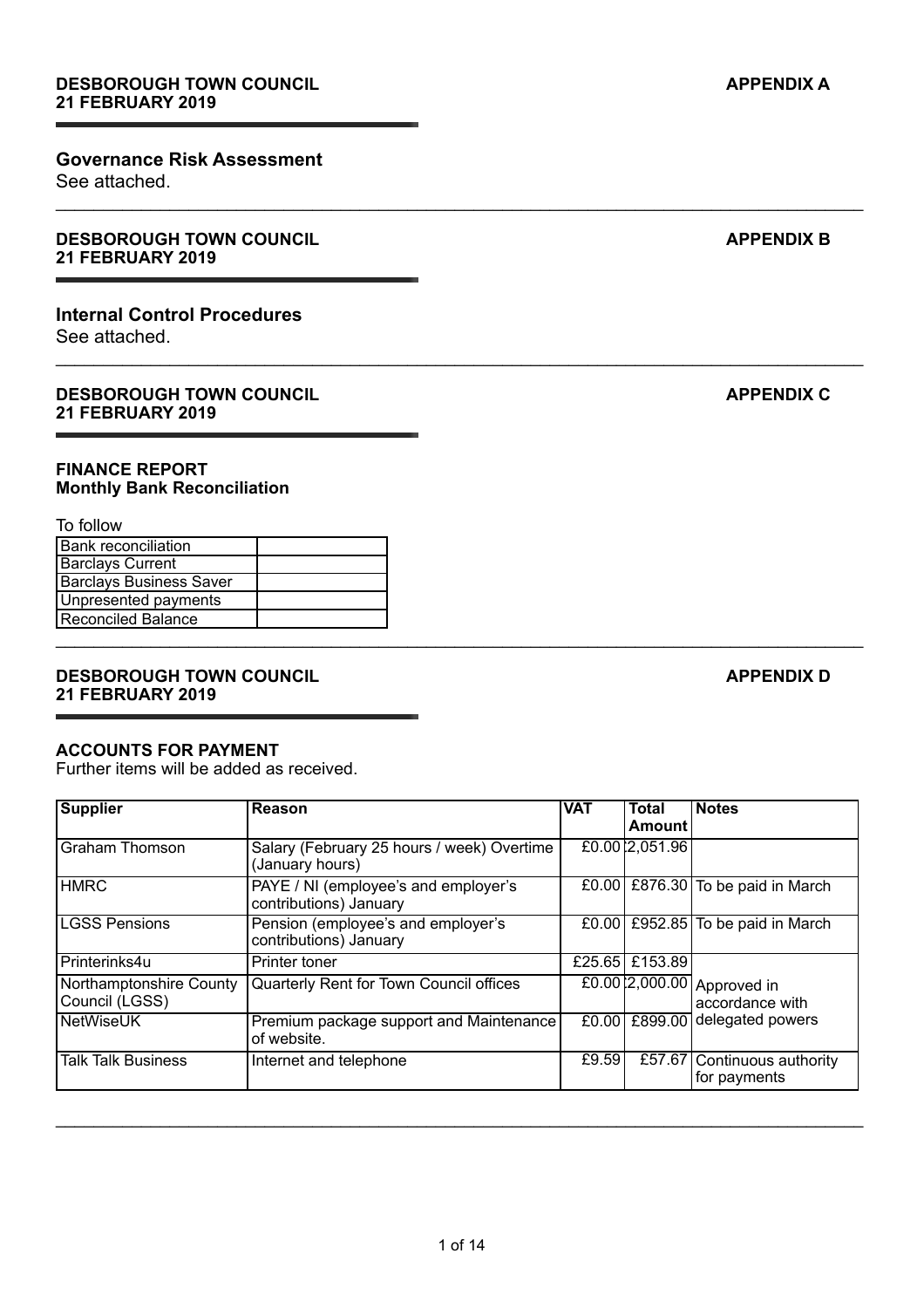**DESBOROUGH TOWN COUNCIL** **APPENDIX A**
**21 FEBRUARY 2019**

## Governance Risk Assessment

See attached.

---

**DESBOROUGH TOWN COUNCIL** **APPENDIX B**
**21 FEBRUARY 2019**

## Internal Control Procedures

See attached.

---

**DESBOROUGH TOWN COUNCIL** **APPENDIX C**
**21 FEBRUARY 2019**

### FINANCE REPORT
### Monthly Bank Reconciliation

To follow

| Bank reconciliation | |
|---|---|
| Barclays Current | |
| Barclays Business Saver | |
| Unpresented payments | |
| Reconciled Balance | |

---

**DESBOROUGH TOWN COUNCIL** **APPENDIX D**
**21 FEBRUARY 2019**

### ACCOUNTS FOR PAYMENT

Further items will be added as received.

| Supplier | Reason | VAT | Total Amount | Notes |
|---|---|---|---|---|
| Graham Thomson | Salary (February 25 hours / week) Overtime (January hours) | £0.00 | £2,051.96 | |
| HMRC | PAYE / NI (employee's and employer's contributions) January | £0.00 | £876.30 | To be paid in March |
| LGSS Pensions | Pension (employee's and employer's contributions) January | £0.00 | £952.85 | To be paid in March |
| Printerinks4u | Printer toner | £25.65 | £153.89 | Approved in accordance with delegated powers |
| Northamptonshire County Council (LGSS) | Quarterly Rent for Town Council offices | £0.00 | £2,000.00 | |
| NetWiseUK | Premium package support and Maintenance of website. | £0.00 | £899.00 | |
| Talk Talk Business | Internet and telephone | £9.59 | £57.67 | Continuous authority for payments |

---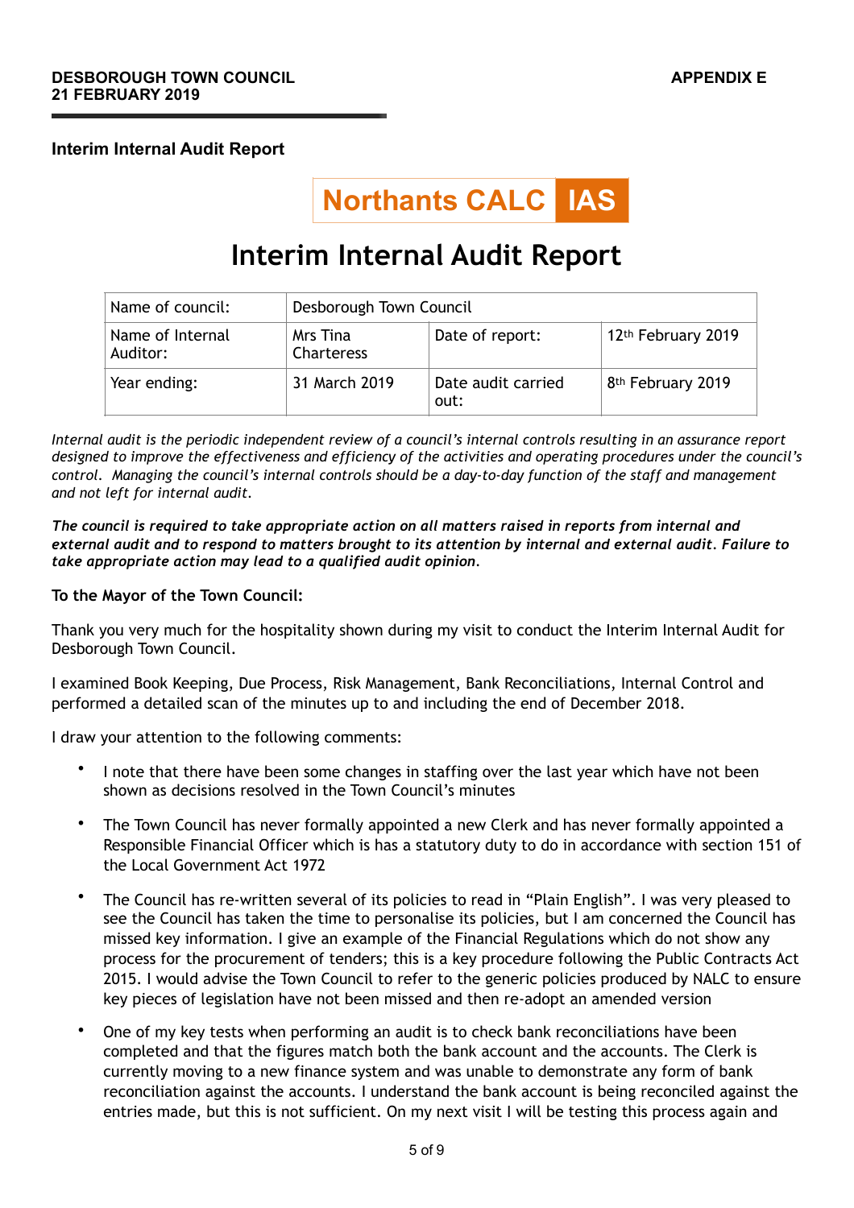**DESBOROUGH TOWN COUNCIL**
**21 FEBRUARY 2019**

**APPENDIX E**

**Interim Internal Audit Report**

Northants CALC IAS

# Interim Internal Audit Report

| Name of council: | Desborough Town Council | | |
|---|---|---|---|
| Name of Internal Auditor: | Mrs Tina Charteress | Date of report: | 12th February 2019 |
| Year ending: | 31 March 2019 | Date audit carried out: | 8th February 2019 |

*Internal audit is the periodic independent review of a council's internal controls resulting in an assurance report designed to improve the effectiveness and efficiency of the activities and operating procedures under the council's control. Managing the council's internal controls should be a day-to-day function of the staff and management and not left for internal audit.*

***The council is required to take appropriate action on all matters raised in reports from internal and external audit and to respond to matters brought to its attention by internal and external audit. Failure to take appropriate action may lead to a qualified audit opinion.***

**To the Mayor of the Town Council:**

Thank you very much for the hospitality shown during my visit to conduct the Interim Internal Audit for Desborough Town Council.

I examined Book Keeping, Due Process, Risk Management, Bank Reconciliations, Internal Control and performed a detailed scan of the minutes up to and including the end of December 2018.

I draw your attention to the following comments:

- I note that there have been some changes in staffing over the last year which have not been shown as decisions resolved in the Town Council's minutes
- The Town Council has never formally appointed a new Clerk and has never formally appointed a Responsible Financial Officer which is has a statutory duty to do in accordance with section 151 of the Local Government Act 1972
- The Council has re-written several of its policies to read in "Plain English". I was very pleased to see the Council has taken the time to personalise its policies, but I am concerned the Council has missed key information. I give an example of the Financial Regulations which do not show any process for the procurement of tenders; this is a key procedure following the Public Contracts Act 2015. I would advise the Town Council to refer to the generic policies produced by NALC to ensure key pieces of legislation have not been missed and then re-adopt an amended version
- One of my key tests when performing an audit is to check bank reconciliations have been completed and that the figures match both the bank account and the accounts. The Clerk is currently moving to a new finance system and was unable to demonstrate any form of bank reconciliation against the accounts. I understand the bank account is being reconciled against the entries made, but this is not sufficient. On my next visit I will be testing this process again and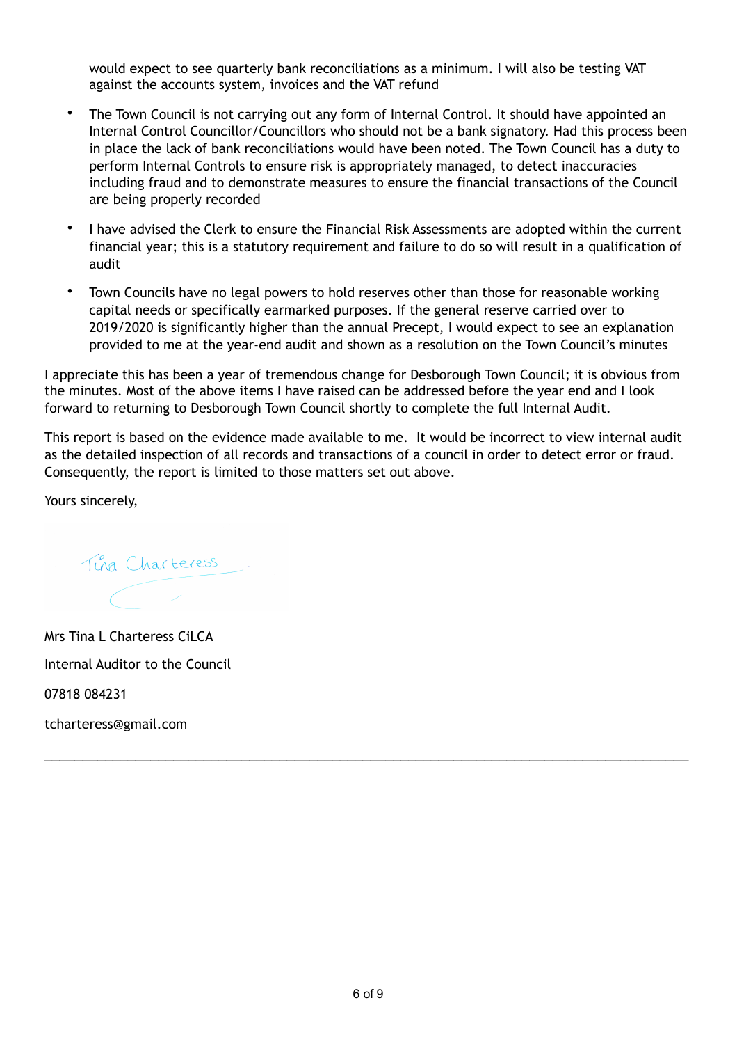would expect to see quarterly bank reconciliations as a minimum. I will also be testing VAT against the accounts system, invoices and the VAT refund

- The Town Council is not carrying out any form of Internal Control. It should have appointed an Internal Control Councillor/Councillors who should not be a bank signatory. Had this process been in place the lack of bank reconciliations would have been noted. The Town Council has a duty to perform Internal Controls to ensure risk is appropriately managed, to detect inaccuracies including fraud and to demonstrate measures to ensure the financial transactions of the Council are being properly recorded
- I have advised the Clerk to ensure the Financial Risk Assessments are adopted within the current financial year; this is a statutory requirement and failure to do so will result in a qualification of audit
- Town Councils have no legal powers to hold reserves other than those for reasonable working capital needs or specifically earmarked purposes. If the general reserve carried over to 2019/2020 is significantly higher than the annual Precept, I would expect to see an explanation provided to me at the year-end audit and shown as a resolution on the Town Council's minutes

I appreciate this has been a year of tremendous change for Desborough Town Council; it is obvious from the minutes. Most of the above items I have raised can be addressed before the year end and I look forward to returning to Desborough Town Council shortly to complete the full Internal Audit.

This report is based on the evidence made available to me. It would be incorrect to view internal audit as the detailed inspection of all records and transactions of a council in order to detect error or fraud. Consequently, the report is limited to those matters set out above.

Yours sincerely,

Tina Charteress

Mrs Tina L Charteress CiLCA

Internal Auditor to the Council

07818 084231

tcharteress@gmail.com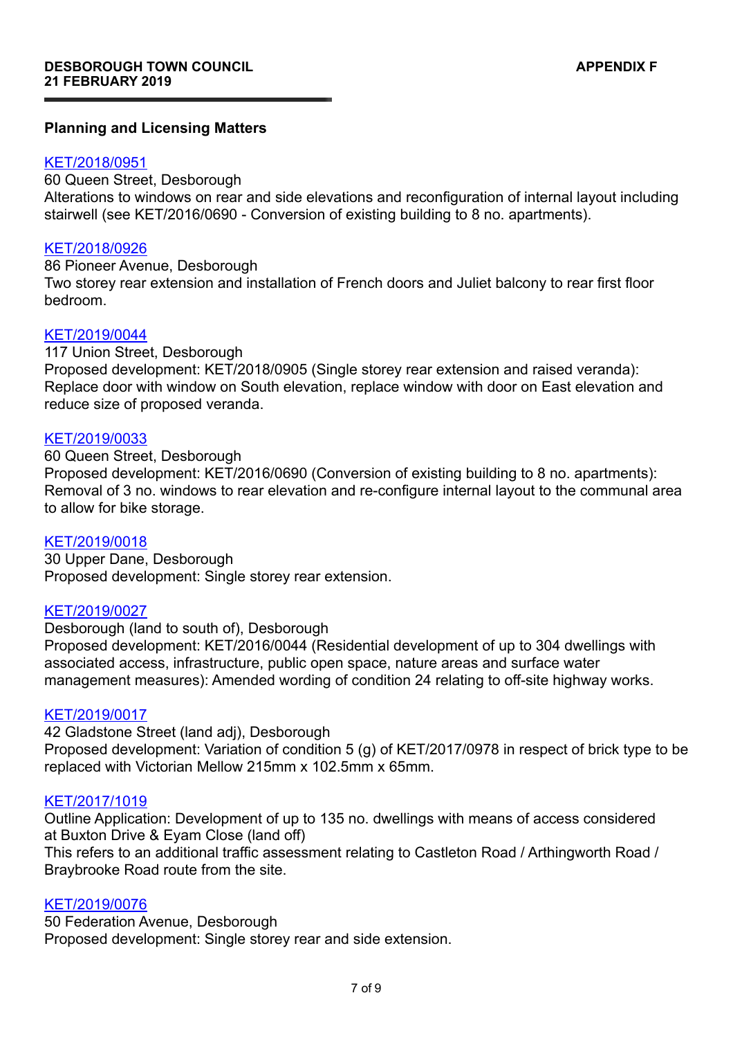**DESBOROUGH TOWN COUNCIL**
**21 FEBRUARY 2019**

**APPENDIX F**

**Planning and Licensing Matters**

KET/2018/0951
60 Queen Street, Desborough
Alterations to windows on rear and side elevations and reconfiguration of internal layout including stairwell (see KET/2016/0690 - Conversion of existing building to 8 no. apartments).

KET/2018/0926
86 Pioneer Avenue, Desborough
Two storey rear extension and installation of French doors and Juliet balcony to rear first floor bedroom.

KET/2019/0044
117 Union Street, Desborough
Proposed development: KET/2018/0905 (Single storey rear extension and raised veranda): Replace door with window on South elevation, replace window with door on East elevation and reduce size of proposed veranda.

KET/2019/0033
60 Queen Street, Desborough
Proposed development: KET/2016/0690 (Conversion of existing building to 8 no. apartments): Removal of 3 no. windows to rear elevation and re-configure internal layout to the communal area to allow for bike storage.

KET/2019/0018
30 Upper Dane, Desborough
Proposed development: Single storey rear extension.

KET/2019/0027
Desborough (land to south of), Desborough
Proposed development: KET/2016/0044 (Residential development of up to 304 dwellings with associated access, infrastructure, public open space, nature areas and surface water management measures): Amended wording of condition 24 relating to off-site highway works.

KET/2019/0017
42 Gladstone Street (land adj), Desborough
Proposed development: Variation of condition 5 (g) of KET/2017/0978 in respect of brick type to be replaced with Victorian Mellow 215mm x 102.5mm x 65mm.

KET/2017/1019
Outline Application: Development of up to 135 no. dwellings with means of access considered at Buxton Drive & Eyam Close (land off)
This refers to an additional traffic assessment relating to Castleton Road / Arthingworth Road / Braybrooke Road route from the site.

KET/2019/0076
50 Federation Avenue, Desborough
Proposed development: Single storey rear and side extension.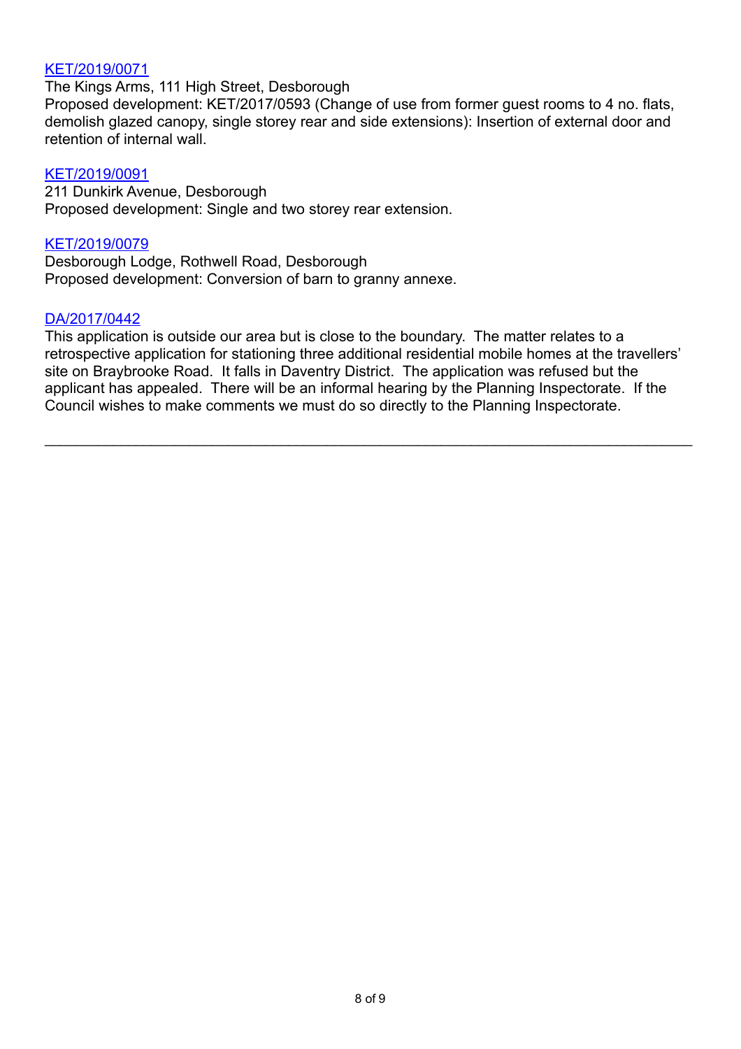KET/2019/0071
The Kings Arms, 111 High Street, Desborough
Proposed development: KET/2017/0593 (Change of use from former guest rooms to 4 no. flats, demolish glazed canopy, single storey rear and side extensions): Insertion of external door and retention of internal wall.

KET/2019/0091
211 Dunkirk Avenue, Desborough
Proposed development: Single and two storey rear extension.

KET/2019/0079
Desborough Lodge, Rothwell Road, Desborough
Proposed development: Conversion of barn to granny annexe.

DA/2017/0442
This application is outside our area but is close to the boundary. The matter relates to a retrospective application for stationing three additional residential mobile homes at the travellers' site on Braybrooke Road. It falls in Daventry District. The application was refused but the applicant has appealed. There will be an informal hearing by the Planning Inspectorate. If the Council wishes to make comments we must do so directly to the Planning Inspectorate.

---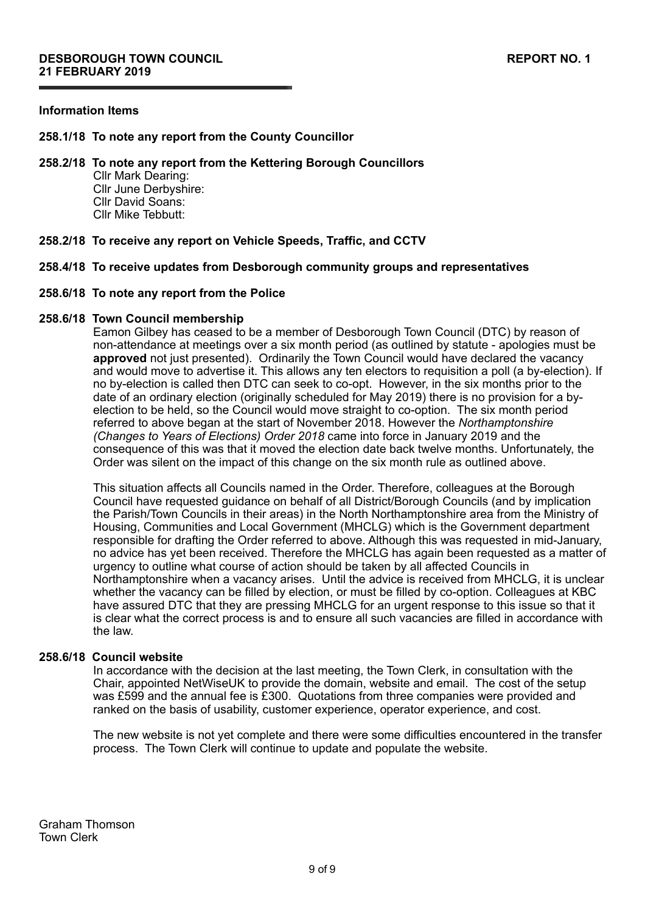**DESBOROUGH TOWN COUNCIL** **REPORT NO. 1**
**21 FEBRUARY 2019**

**Information Items**

**258.1/18 To note any report from the County Councillor**

**258.2/18 To note any report from the Kettering Borough Councillors**

Cllr Mark Dearing:
Cllr June Derbyshire:
Cllr David Soans:
Cllr Mike Tebbutt:

**258.2/18 To receive any report on Vehicle Speeds, Traffic, and CCTV**

**258.4/18 To receive updates from Desborough community groups and representatives**

**258.6/18 To note any report from the Police**

**258.6/18 Town Council membership**

Eamon Gilbey has ceased to be a member of Desborough Town Council (DTC) by reason of non-attendance at meetings over a six month period (as outlined by statute - apologies must be **approved** not just presented). Ordinarily the Town Council would have declared the vacancy and would move to advertise it. This allows any ten electors to requisition a poll (a by-election). If no by-election is called then DTC can seek to co-opt. However, in the six months prior to the date of an ordinary election (originally scheduled for May 2019) there is no provision for a by-election to be held, so the Council would move straight to co-option. The six month period referred to above began at the start of November 2018. However the *Northamptonshire (Changes to Years of Elections) Order 2018* came into force in January 2019 and the consequence of this was that it moved the election date back twelve months. Unfortunately, the Order was silent on the impact of this change on the six month rule as outlined above.

This situation affects all Councils named in the Order. Therefore, colleagues at the Borough Council have requested guidance on behalf of all District/Borough Councils (and by implication the Parish/Town Councils in their areas) in the North Northamptonshire area from the Ministry of Housing, Communities and Local Government (MHCLG) which is the Government department responsible for drafting the Order referred to above. Although this was requested in mid-January, no advice has yet been received. Therefore the MHCLG has again been requested as a matter of urgency to outline what course of action should be taken by all affected Councils in Northamptonshire when a vacancy arises. Until the advice is received from MHCLG, it is unclear whether the vacancy can be filled by election, or must be filled by co-option. Colleagues at KBC have assured DTC that they are pressing MHCLG for an urgent response to this issue so that it is clear what the correct process is and to ensure all such vacancies are filled in accordance with the law.

**258.6/18 Council website**

In accordance with the decision at the last meeting, the Town Clerk, in consultation with the Chair, appointed NetWiseUK to provide the domain, website and email. The cost of the setup was £599 and the annual fee is £300. Quotations from three companies were provided and ranked on the basis of usability, customer experience, operator experience, and cost.

The new website is not yet complete and there were some difficulties encountered in the transfer process. The Town Clerk will continue to update and populate the website.

Graham Thomson
Town Clerk